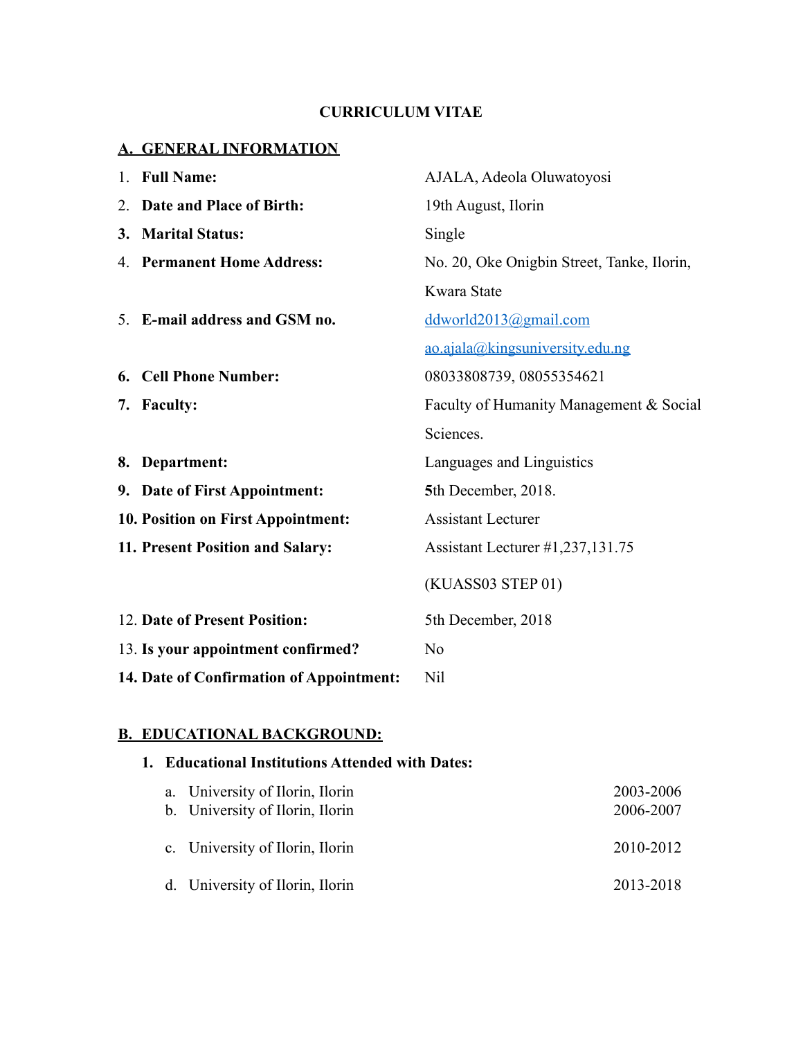# CURRICULUM VITAE

## A. GENERAL INFORMATION

| | |
|---|---|
| 1. **Full Name:** | AJALA, Adeola Oluwatoyosi |
| 2. **Date and Place of Birth:** | 19th August, Ilorin |
| 3. **Marital Status:** | Single |
| 4. **Permanent Home Address:** | No. 20, Oke Onigbin Street, Tanke, Ilorin, Kwara State |
| 5. **E-mail address and GSM no.** | ddworld2013@gmail.com<br>ao.ajala@kingsuniversity.edu.ng |
| 6. **Cell Phone Number:** | 08033808739, 08055354621 |
| 7. **Faculty:** | Faculty of Humanity Management & Social Sciences. |
| 8. **Department:** | Languages and Linguistics |
| 9. **Date of First Appointment:** | 5th December, 2018. |
| 10. **Position on First Appointment:** | Assistant Lecturer |
| 11. **Present Position and Salary:** | Assistant Lecturer #1,237,131.75<br>(KUASS03 STEP 01) |
| 12. **Date of Present Position:** | 5th December, 2018 |
| 13. **Is your appointment confirmed?** | No |
| 14. **Date of Confirmation of Appointment:** | Nil |

## B. EDUCATIONAL BACKGROUND:

### 1. Educational Institutions Attended with Dates:

| | |
|---|---|
| a. University of Ilorin, Ilorin | 2003-2006 |
| b. University of Ilorin, Ilorin | 2006-2007 |
| c. University of Ilorin, Ilorin | 2010-2012 |
| d. University of Ilorin, Ilorin | 2013-2018 |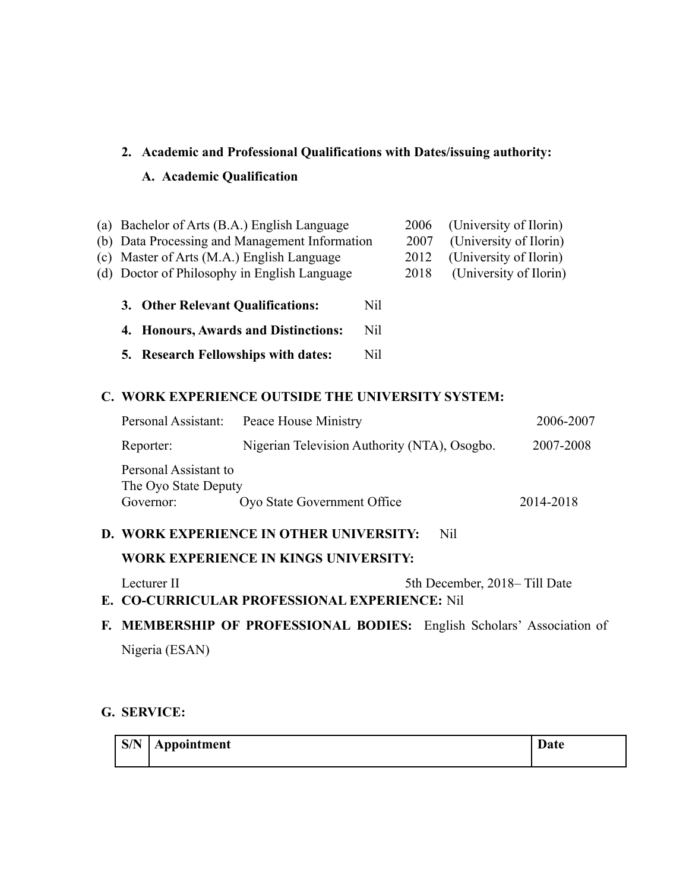2. **Academic and Professional Qualifications with Dates/issuing authority:**

   A. **Academic Qualification**

(a) Bachelor of Arts (B.A.) English Language 2006 (University of Ilorin)
(b) Data Processing and Management Information 2007 (University of Ilorin)
(c) Master of Arts (M.A.) English Language 2012 (University of Ilorin)
(d) Doctor of Philosophy in English Language 2018 (University of Ilorin)

3. **Other Relevant Qualifications:** Nil

4. **Honours, Awards and Distinctions:** Nil

5. **Research Fellowships with dates:** Nil

**C. WORK EXPERIENCE OUTSIDE THE UNIVERSITY SYSTEM:**

Personal Assistant: Peace House Ministry 2006-2007

Reporter: Nigerian Television Authority (NTA), Osogbo. 2007-2008

Personal Assistant to The Oyo State Deputy Governor: Oyo State Government Office 2014-2018

**D. WORK EXPERIENCE IN OTHER UNIVERSITY:** Nil

**WORK EXPERIENCE IN KINGS UNIVERSITY:**

Lecturer II 5th December, 2018– Till Date

**E. CO-CURRICULAR PROFESSIONAL EXPERIENCE:** Nil

**F. MEMBERSHIP OF PROFESSIONAL BODIES:** English Scholars' Association of Nigeria (ESAN)

**G. SERVICE:**

| S/N | Appointment | Date |
| --- | --- | --- |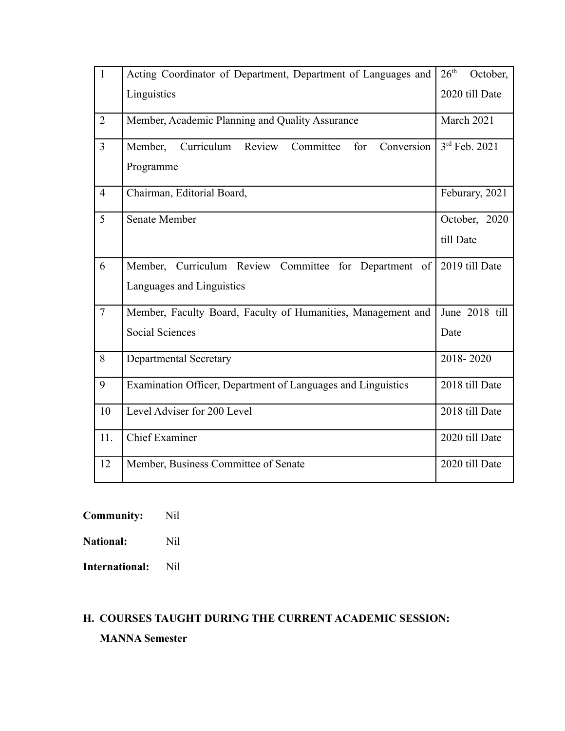| 1 | Acting Coordinator of Department, Department of Languages and Linguistics | 26th October, 2020 till Date |
|---|---|---|
| 2 | Member, Academic Planning and Quality Assurance | March 2021 |
| 3 | Member, Curriculum Review Committee for Conversion Programme | 3rd Feb. 2021 |
| 4 | Chairman, Editorial Board, | Feburary, 2021 |
| 5 | Senate Member | October, 2020 till Date |
| 6 | Member, Curriculum Review Committee for Department of Languages and Linguistics | 2019 till Date |
| 7 | Member, Faculty Board, Faculty of Humanities, Management and Social Sciences | June 2018 till Date |
| 8 | Departmental Secretary | 2018- 2020 |
| 9 | Examination Officer, Department of Languages and Linguistics | 2018 till Date |
| 10 | Level Adviser for 200 Level | 2018 till Date |
| 11. | Chief Examiner | 2020 till Date |
| 12 | Member, Business Committee of Senate | 2020 till Date |

**Community:** Nil

**National:** Nil

**International:** Nil

## H. COURSES TAUGHT DURING THE CURRENT ACADEMIC SESSION:

**MANNA Semester**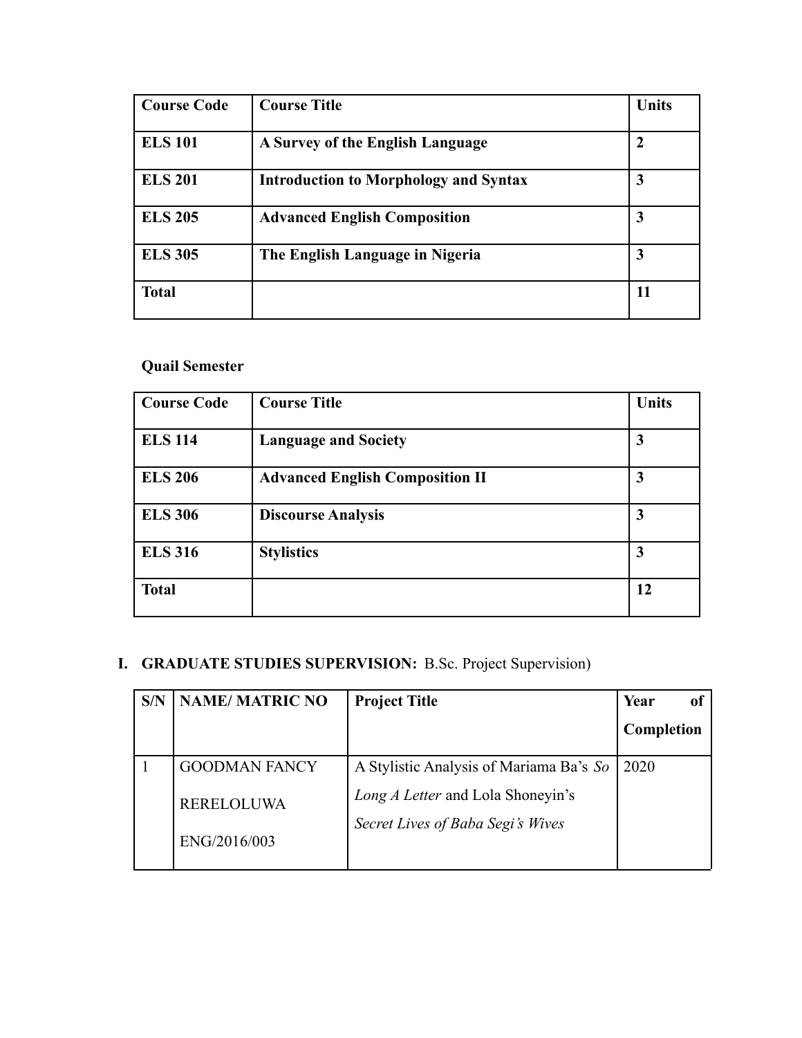| Course Code | Course Title | Units |
|---|---|---|
| **ELS 101** | **A Survey of the English Language** | **2** |
| **ELS 201** | **Introduction to Morphology and Syntax** | **3** |
| **ELS 205** | **Advanced English Composition** | **3** |
| **ELS 305** | **The English Language in Nigeria** | **3** |
| **Total** | | **11** |

**Quail Semester**

| Course Code | Course Title | Units |
|---|---|---|
| **ELS 114** | **Language and Society** | **3** |
| **ELS 206** | **Advanced English Composition II** | **3** |
| **ELS 306** | **Discourse Analysis** | **3** |
| **ELS 316** | **Stylistics** | **3** |
| **Total** | | **12** |

**I. GRADUATE STUDIES SUPERVISION:** B.Sc. Project Supervision)

| S/N | NAME/ MATRIC NO | Project Title | Year of Completion |
|---|---|---|---|
| 1 | GOODMAN FANCY RERELOLUWA ENG/2016/003 | A Stylistic Analysis of Mariama Ba's *So Long A Letter* and Lola Shoneyin's *Secret Lives of Baba Segi's Wives* | 2020 |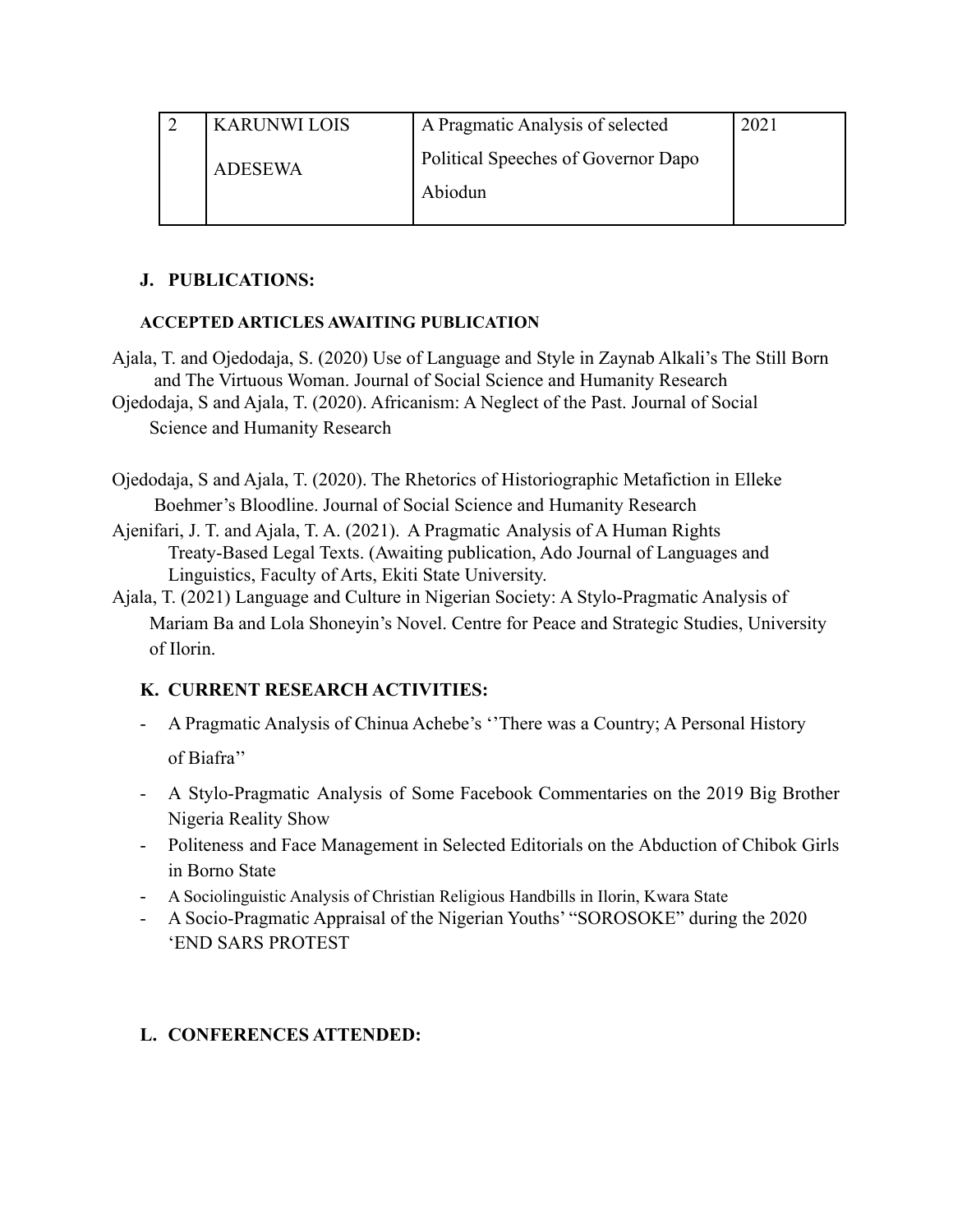| 2 | KARUNWI LOIS ADESEWA | A Pragmatic Analysis of selected Political Speeches of Governor Dapo Abiodun | 2021 |
|---|---|---|---|

## J. PUBLICATIONS:

### ACCEPTED ARTICLES AWAITING PUBLICATION

Ajala, T. and Ojedodaja, S. (2020) Use of Language and Style in Zaynab Alkali's The Still Born and The Virtuous Woman. Journal of Social Science and Humanity Research

Ojedodaja, S and Ajala, T. (2020). Africanism: A Neglect of the Past. Journal of Social Science and Humanity Research

Ojedodaja, S and Ajala, T. (2020). The Rhetorics of Historiographic Metafiction in Elleke Boehmer's Bloodline. Journal of Social Science and Humanity Research

Ajenifari, J. T. and Ajala, T. A. (2021). A Pragmatic Analysis of A Human Rights Treaty-Based Legal Texts. (Awaiting publication, Ado Journal of Languages and Linguistics, Faculty of Arts, Ekiti State University.

Ajala, T. (2021) Language and Culture in Nigerian Society: A Stylo-Pragmatic Analysis of Mariam Ba and Lola Shoneyin's Novel. Centre for Peace and Strategic Studies, University of Ilorin.

## K. CURRENT RESEARCH ACTIVITIES:

- A Pragmatic Analysis of Chinua Achebe's ''There was a Country; A Personal History of Biafra''
- A Stylo-Pragmatic Analysis of Some Facebook Commentaries on the 2019 Big Brother Nigeria Reality Show
- Politeness and Face Management in Selected Editorials on the Abduction of Chibok Girls in Borno State
- A Sociolinguistic Analysis of Christian Religious Handbills in Ilorin, Kwara State
- A Socio-Pragmatic Appraisal of the Nigerian Youths' "SOROSOKE" during the 2020 'END SARS PROTEST

## L. CONFERENCES ATTENDED: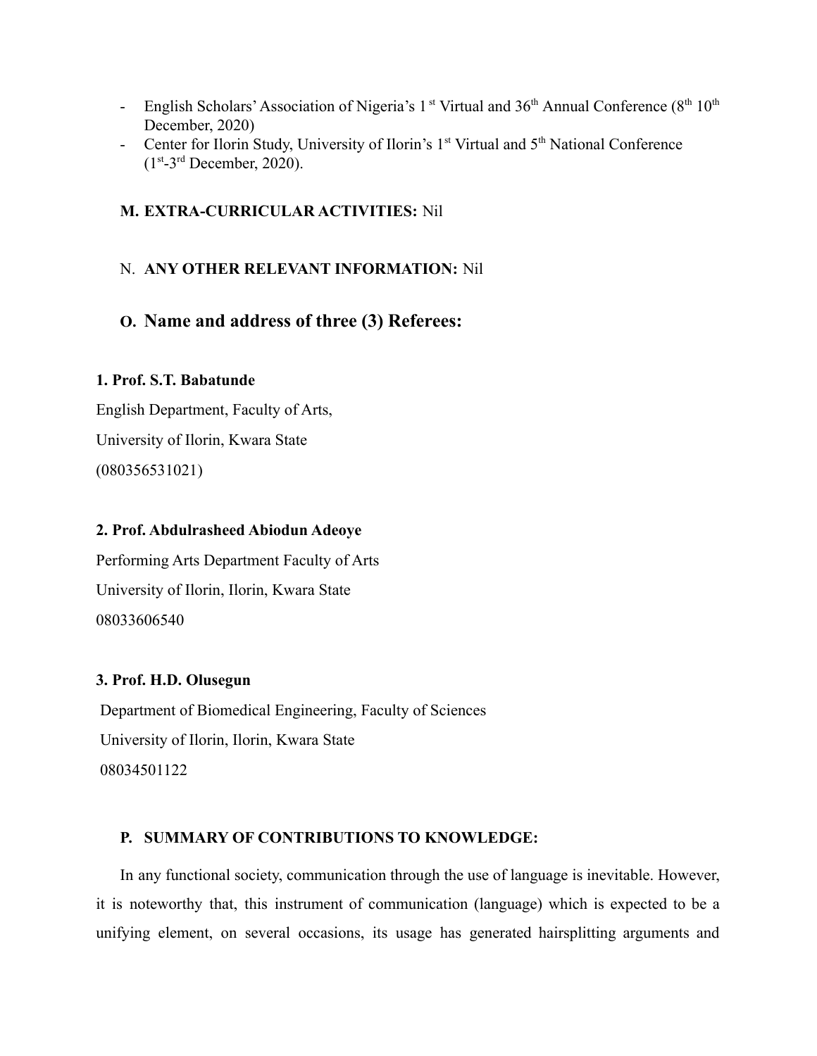- English Scholars' Association of Nigeria's 1st Virtual and 36th Annual Conference (8th 10th December, 2020)
- Center for Ilorin Study, University of Ilorin's 1st Virtual and 5th National Conference (1st-3rd December, 2020).

**M. EXTRA-CURRICULAR ACTIVITIES:** Nil

N. **ANY OTHER RELEVANT INFORMATION:** Nil

## O. Name and address of three (3) Referees:

**1. Prof. S.T. Babatunde**

English Department, Faculty of Arts,

University of Ilorin, Kwara State

(080356531021)

**2. Prof. Abdulrasheed Abiodun Adeoye**

Performing Arts Department Faculty of Arts

University of Ilorin, Ilorin, Kwara State

08033606540

**3. Prof. H.D. Olusegun**

Department of Biomedical Engineering, Faculty of Sciences

University of Ilorin, Ilorin, Kwara State

08034501122

**P. SUMMARY OF CONTRIBUTIONS TO KNOWLEDGE:**

In any functional society, communication through the use of language is inevitable. However, it is noteworthy that, this instrument of communication (language) which is expected to be a unifying element, on several occasions, its usage has generated hairsplitting arguments and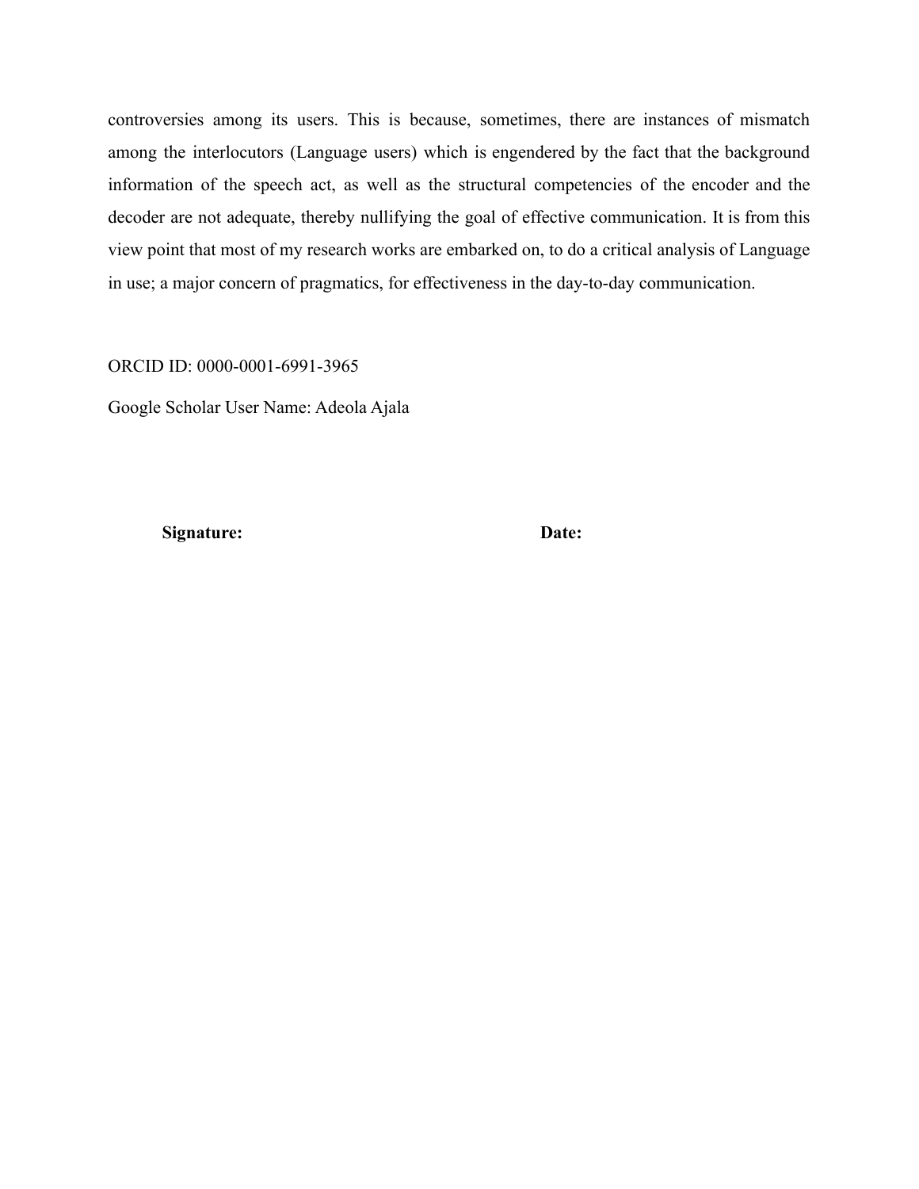controversies among its users. This is because, sometimes, there are instances of mismatch among the interlocutors (Language users) which is engendered by the fact that the background information of the speech act, as well as the structural competencies of the encoder and the decoder are not adequate, thereby nullifying the goal of effective communication. It is from this view point that most of my research works are embarked on, to do a critical analysis of Language in use; a major concern of pragmatics, for effectiveness in the day-to-day communication.

ORCID ID: 0000-0001-6991-3965

Google Scholar User Name: Adeola Ajala

**Signature:** **Date:**